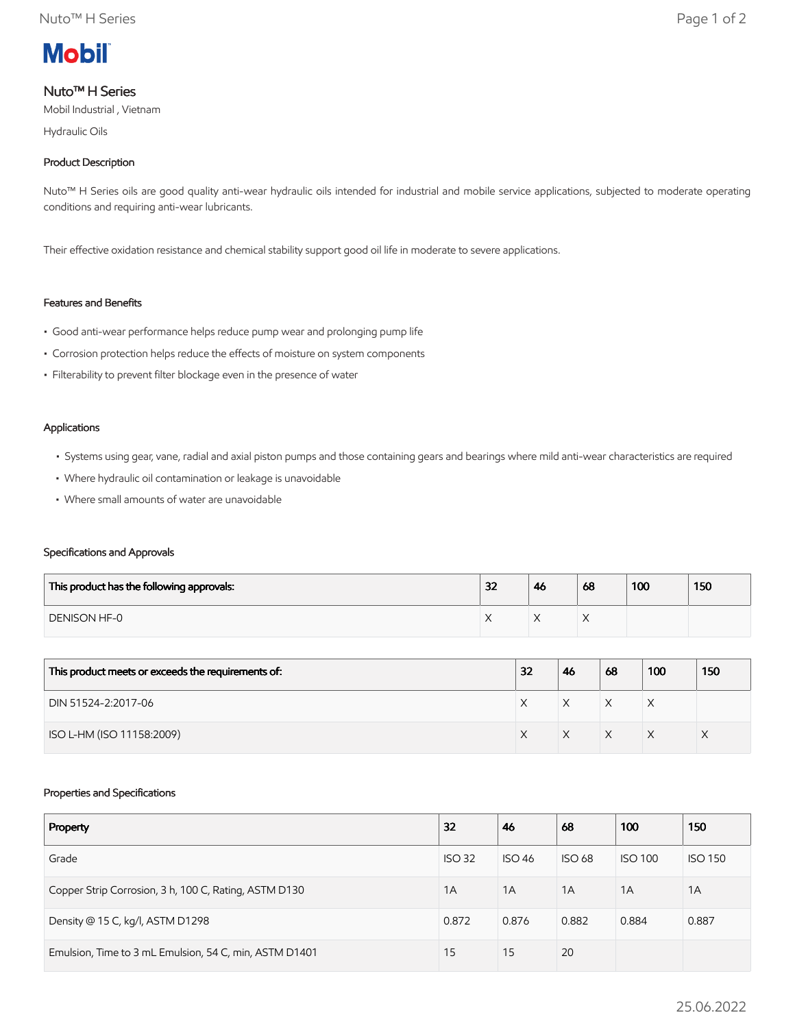**Mobil**

# Nuto™ H Series

Mobil Industrial , Vietnam

Hydraulic Oils

## Product Description

Nuto™ H Series oils are good quality anti-wear hydraulic oils intended for industrial and mobile service applications, subjected to moderate operating conditions and requiring anti-wear lubricants.

Their effective oxidation resistance and chemical stability support good oil life in moderate to severe applications.

## Features and Benefits

- Good anti-wear performance helps reduce pump wear and prolonging pump life
- Corrosion protection helps reduce the effects of moisture on system components
- Filterability to prevent filter blockage even in the presence of water

## Applications

- Systems using gear, vane, radial and axial piston pumps and those containing gears and bearings where mild anti-wear characteristics are required
- Where hydraulic oil contamination or leakage is unavoidable
- Where small amounts of water are unavoidable

## Specifications and Approvals

| This product has the following approvals: | 32 | 46 | 68 | 100 | 150 |
|---|---|---|---|---|---|
| DENISON HF-0 | X | X | X | | |

| This product meets or exceeds the requirements of: | 32 | 46 | 68 | 100 | 150 |
|---|---|---|---|---|---|
| DIN 51524-2:2017-06 | X | X | X | X | |
| ISO L-HM (ISO 11158:2009) | X | X | X | X | X |

## Properties and Specifications

| Property | 32 | 46 | 68 | 100 | 150 |
|---|---|---|---|---|---|
| Grade | ISO 32 | ISO 46 | ISO 68 | ISO 100 | ISO 150 |
| Copper Strip Corrosion, 3 h, 100 C, Rating, ASTM D130 | 1A | 1A | 1A | 1A | 1A |
| Density @ 15 C, kg/l, ASTM D1298 | 0.872 | 0.876 | 0.882 | 0.884 | 0.887 |
| Emulsion, Time to 3 mL Emulsion, 54 C, min, ASTM D1401 | 15 | 15 | 20 | | |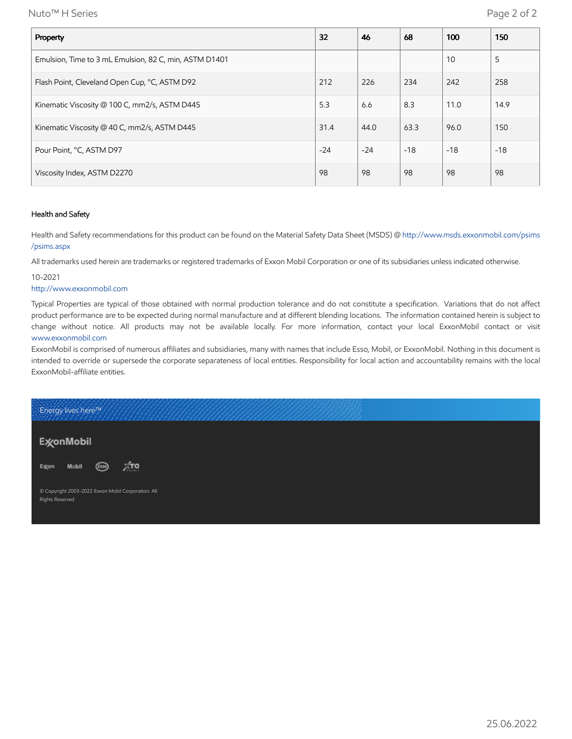| Property | 32 | 46 | 68 | 100 | 150 |
| --- | --- | --- | --- | --- | --- |
| Emulsion, Time to 3 mL Emulsion, 82 C, min, ASTM D1401 | | | | 10 | 5 |
| Flash Point, Cleveland Open Cup, °C, ASTM D92 | 212 | 226 | 234 | 242 | 258 |
| Kinematic Viscosity @ 100 C, mm2/s, ASTM D445 | 5.3 | 6.6 | 8.3 | 11.0 | 14.9 |
| Kinematic Viscosity @ 40 C, mm2/s, ASTM D445 | 31.4 | 44.0 | 63.3 | 96.0 | 150 |
| Pour Point, °C, ASTM D97 | -24 | -24 | -18 | -18 | -18 |
| Viscosity Index, ASTM D2270 | 98 | 98 | 98 | 98 | 98 |

### Health and Safety

Health and Safety recommendations for this product can be found on the Material Safety Data Sheet (MSDS) @ http://www.msds.exxonmobil.com/psims/psims.aspx

All trademarks used herein are trademarks or registered trademarks of Exxon Mobil Corporation or one of its subsidiaries unless indicated otherwise.

10-2021

http://www.exxonmobil.com

Typical Properties are typical of those obtained with normal production tolerance and do not constitute a specification. Variations that do not affect product performance are to be expected during normal manufacture and at different blending locations. The information contained herein is subject to change without notice. All products may not be available locally. For more information, contact your local ExxonMobil contact or visit www.exxonmobil.com

ExxonMobil is comprised of numerous affiliates and subsidiaries, many with names that include Esso, Mobil, or ExxonMobil. Nothing in this document is intended to override or supersede the corporate separateness of local entities. Responsibility for local action and accountability remains with the local ExxonMobil-affiliate entities.

Energy lives here™

ExxonMobil

© Copyright 2003-2022 Exxon Mobil Corporation. All Rights Reserved